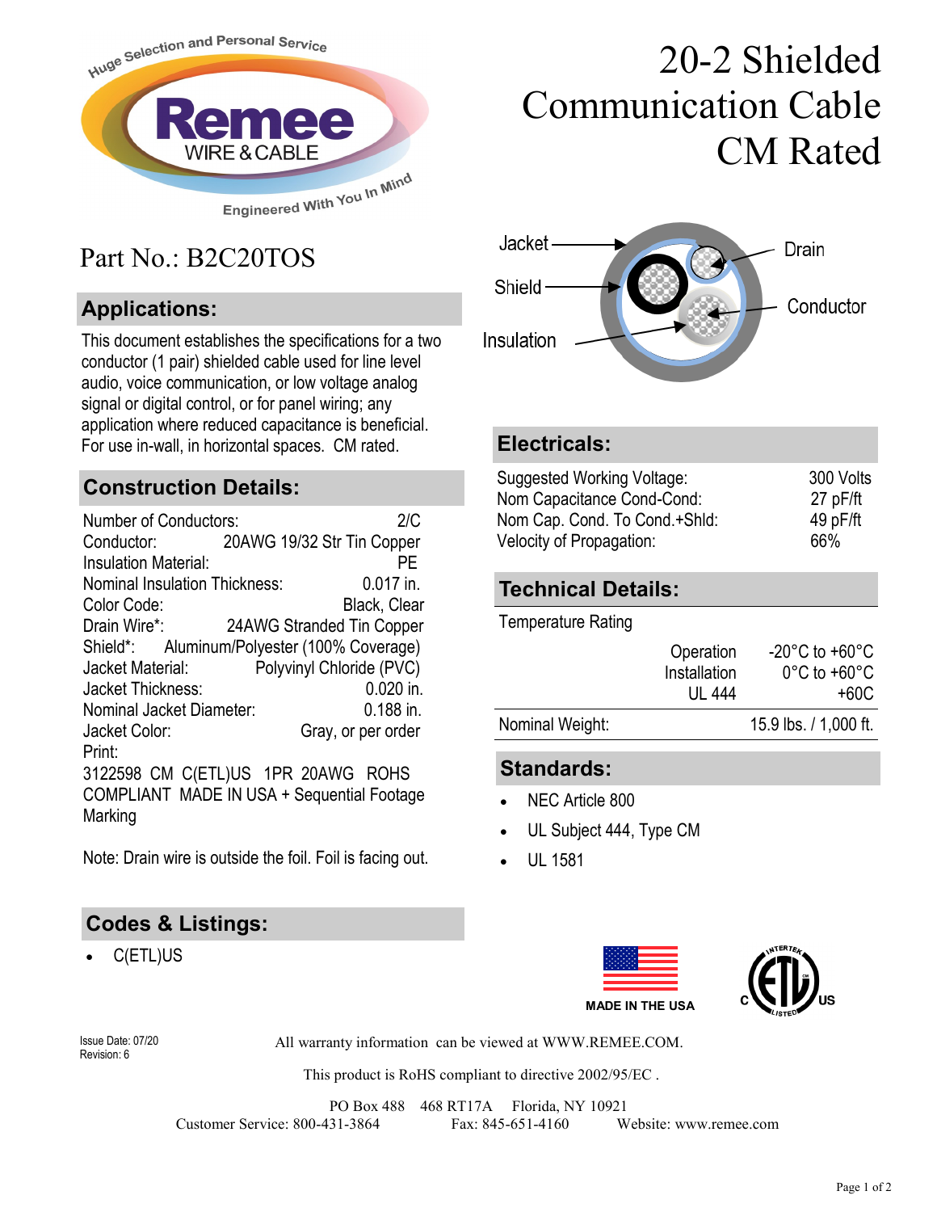Huge Selection and Personal Service

Remee WIRE & CABLE

Engineered With You In Mind

# 20-2 Shielded Communication Cable CM Rated

## Part No.: B2C20TOS

Jacket
Shield
Insulation
Drain
Conductor

## Applications:

This document establishes the specifications for a two conductor (1 pair) shielded cable used for line level audio, voice communication, or low voltage analog signal or digital control, or for panel wiring; any application where reduced capacitance is beneficial. For use in-wall, in horizontal spaces. CM rated.

## Construction Details:

| | |
|---|---|
| Number of Conductors: | 2/C |
| Conductor: | 20AWG 19/32 Str Tin Copper |
| Insulation Material: | PE |
| Nominal Insulation Thickness: | 0.017 in. |
| Color Code: | Black, Clear |
| Drain Wire*: | 24AWG Stranded Tin Copper |
| Shield*: | Aluminum/Polyester (100% Coverage) |
| Jacket Material: | Polyvinyl Chloride (PVC) |
| Jacket Thickness: | 0.020 in. |
| Nominal Jacket Diameter: | 0.188 in. |
| Jacket Color: | Gray, or per order |

Print:
3122598 CM C(ETL)US 1PR 20AWG ROHS COMPLIANT MADE IN USA + Sequential Footage Marking

Note: Drain wire is outside the foil. Foil is facing out.

## Electricals:

| | |
|---|---|
| Suggested Working Voltage: | 300 Volts |
| Nom Capacitance Cond-Cond: | 27 pF/ft |
| Nom Cap. Cond. To Cond.+Shld: | 49 pF/ft |
| Velocity of Propagation: | 66% |

## Technical Details:

Temperature Rating

| | |
|---|---|
| Operation | -20°C to +60°C |
| Installation | 0°C to +60°C |
| UL 444 | +60C |

| | |
|---|---|
| Nominal Weight: | 15.9 lbs. / 1,000 ft. |

## Standards:

- NEC Article 800
- UL Subject 444, Type CM
- UL 1581

## Codes & Listings:

- C(ETL)US

MADE IN THE USA

Issue Date: 07/20
Revision: 6

All warranty information can be viewed at WWW.REMEE.COM.

This product is RoHS compliant to directive 2002/95/EC .

PO Box 488 468 RT17A Florida, NY 10921
Customer Service: 800-431-3864 Fax: 845-651-4160 Website: www.remee.com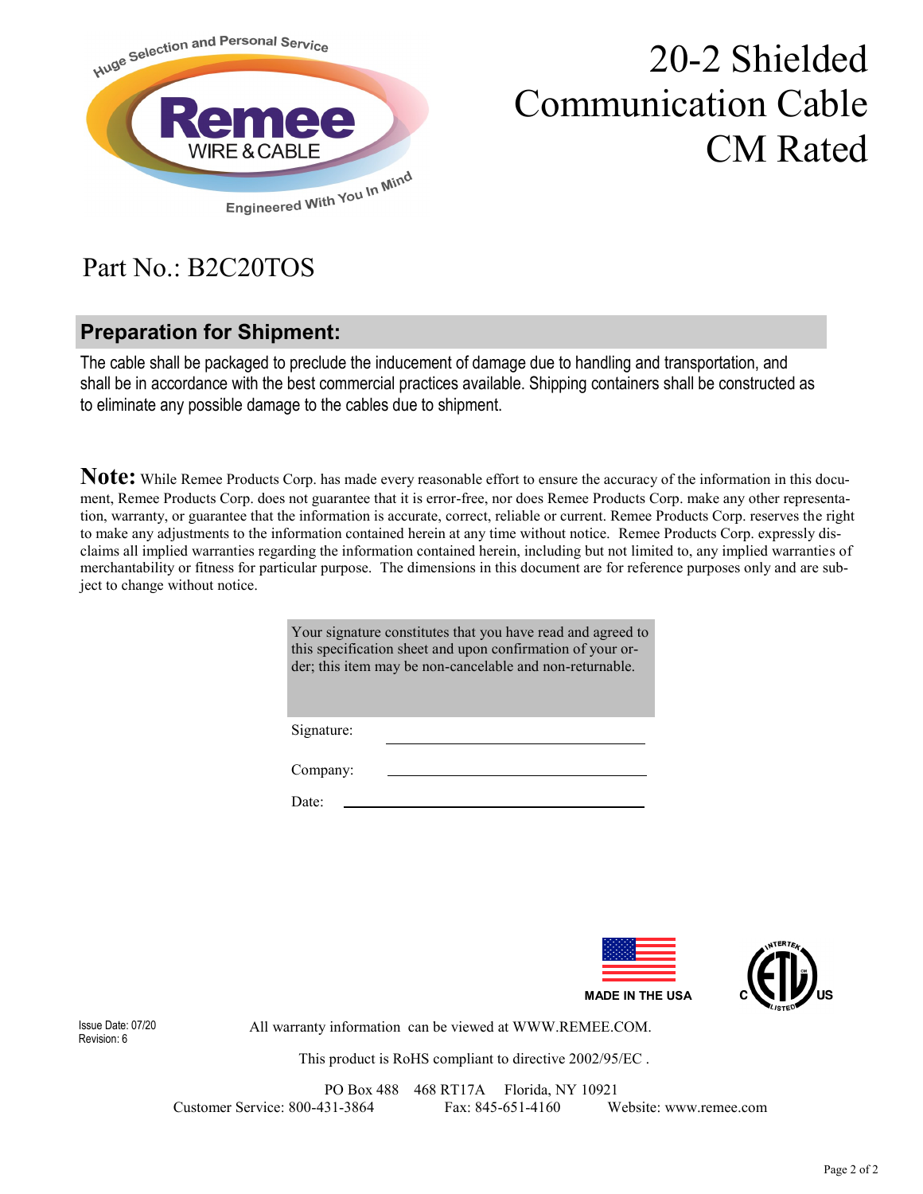Huge Selection and Personal Service

Remee WIRE & CABLE

Engineered With You In Mind

# 20-2 Shielded Communication Cable CM Rated

## Part No.: B2C20TOS

## Preparation for Shipment:

The cable shall be packaged to preclude the inducement of damage due to handling and transportation, and shall be in accordance with the best commercial practices available. Shipping containers shall be constructed as to eliminate any possible damage to the cables due to shipment.

**Note:** While Remee Products Corp. has made every reasonable effort to ensure the accuracy of the information in this document, Remee Products Corp. does not guarantee that it is error-free, nor does Remee Products Corp. make any other representation, warranty, or guarantee that the information is accurate, correct, reliable or current. Remee Products Corp. reserves the right to make any adjustments to the information contained herein at any time without notice. Remee Products Corp. expressly disclaims all implied warranties regarding the information contained herein, including but not limited to, any implied warranties of merchantability or fitness for particular purpose. The dimensions in this document are for reference purposes only and are subject to change without notice.

Your signature constitutes that you have read and agreed to this specification sheet and upon confirmation of your order; this item may be non-cancelable and non-returnable.

Signature: ______________________

Company: ______________________

Date: ______________________

MADE IN THE USA

C ETL US INTERTEK LISTED

Issue Date: 07/20
Revision: 6

All warranty information can be viewed at WWW.REMEE.COM.

This product is RoHS compliant to directive 2002/95/EC .

PO Box 488 468 RT17A Florida, NY 10921
Customer Service: 800-431-3864 Fax: 845-651-4160 Website: www.remee.com